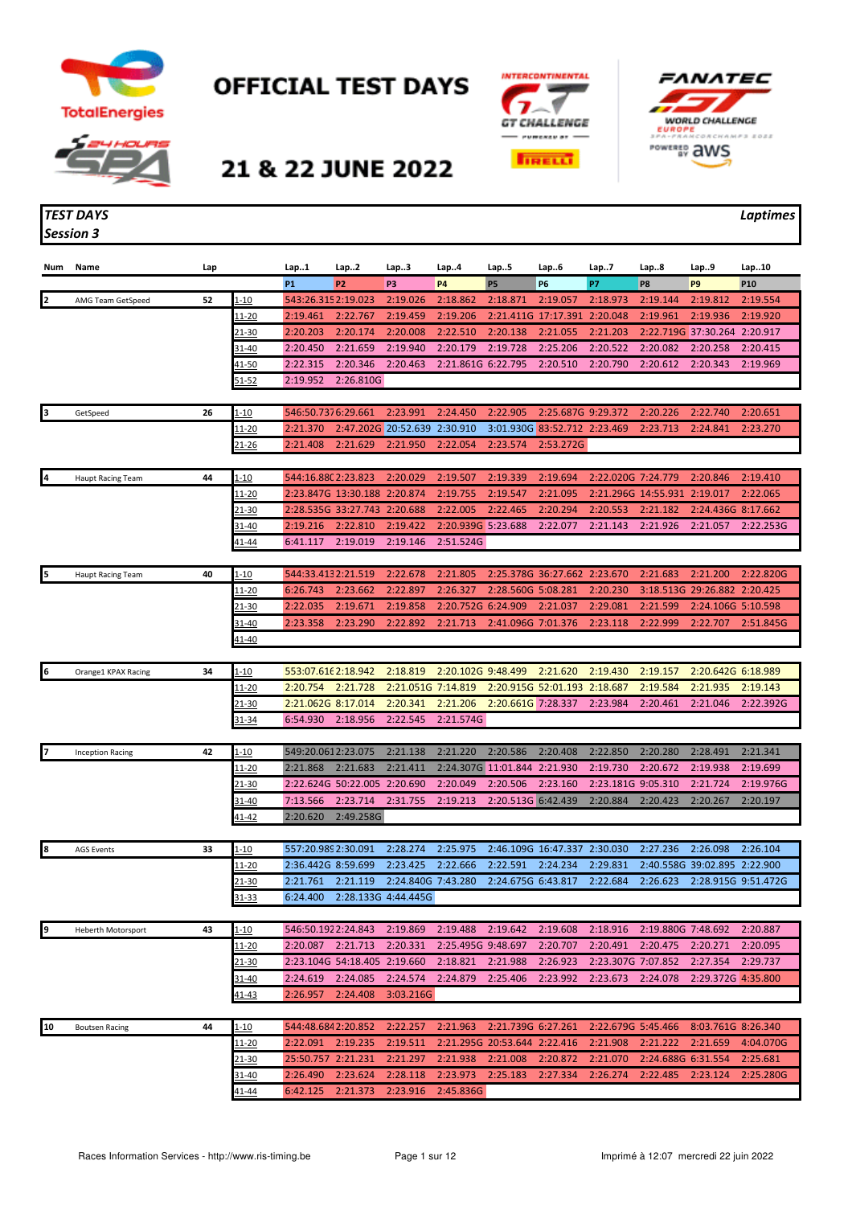# OFFICIAL TEST DAYS

## 21 & 22 JUNE 2022

*TEST DAYS* *Laptimes*

*Session 3*

| Num | Name | Lap | | Lap..1 | Lap..2 | Lap..3 | Lap..4 | Lap..5 | Lap..6 | Lap..7 | Lap..8 | Lap..9 | Lap..10 |
|---|---|---|---|---|---|---|---|---|---|---|---|---|---|
| | | | | P1 | P2 | P3 | P4 | P5 | P6 | P7 | P8 | P9 | P10 |
| 2 | AMG Team GetSpeed | 52 | 1-10 | 543:26.315 | 2:19.023 | 2:19.026 | 2:18.862 | 2:18.871 | 2:19.057 | 2:18.973 | 2:19.144 | 2:19.812 | 2:19.554 |
| | | | 11-20 | 2:19.461 | 2:22.767 | 2:19.459 | 2:19.206 | 2:21.411G | 17:17.391 | 2:20.048 | 2:19.961 | 2:19.936 | 2:19.920 |
| | | | 21-30 | 2:20.203 | 2:20.174 | 2:20.008 | 2:22.510 | 2:20.138 | 2:21.055 | 2:21.203 | 2:22.719G | 37:30.264 | 2:20.917 |
| | | | 31-40 | 2:20.450 | 2:21.659 | 2:19.940 | 2:20.179 | 2:19.728 | 2:25.206 | 2:20.522 | 2:20.082 | 2:20.258 | 2:20.415 |
| | | | 41-50 | 2:22.315 | 2:20.346 | 2:20.463 | 2:21.861G | 6:22.795 | 2:20.510 | 2:20.790 | 2:20.612 | 2:20.343 | 2:19.969 |
| | | | 51-52 | 2:19.952 | 2:26.810G | | | | | | | | |
| 3 | GetSpeed | 26 | 1-10 | 546:50.737 | 6:29.661 | 2:23.991 | 2:24.450 | 2:22.905 | 2:25.687G | 9:29.372 | 2:20.226 | 2:22.740 | 2:20.651 |
| | | | 11-20 | 2:21.370 | 2:47.202G | 20:52.639 | 2:30.910 | 3:01.930G | 83:52.712 | 2:23.469 | 2:23.713 | 2:24.841 | 2:23.270 |
| | | | 21-26 | 2:21.408 | 2:21.629 | 2:21.950 | 2:22.054 | 2:23.574 | 2:53.272G | | | | |
| 4 | Haupt Racing Team | 44 | 1-10 | 544:16.880 | 2:23.823 | 2:20.029 | 2:19.507 | 2:19.339 | 2:19.694 | 2:22.020G | 7:24.779 | 2:20.846 | 2:19.410 |
| | | | 11-20 | 2:23.847G | 13:30.188 | 2:20.874 | 2:19.755 | 2:19.547 | 2:21.095 | 2:21.296G | 14:55.931 | 2:19.017 | 2:22.065 |
| | | | 21-30 | 2:28.535G | 33:27.743 | 2:20.688 | 2:22.005 | 2:22.465 | 2:20.294 | 2:20.553 | 2:21.182 | 2:24.436G | 8:17.662 |
| | | | 31-40 | 2:19.216 | 2:22.810 | 2:19.422 | 2:20.939G | 5:23.688 | 2:22.077 | 2:21.143 | 2:21.926 | 2:21.057 | 2:22.253G |
| | | | 41-44 | 6:41.117 | 2:19.019 | 2:19.146 | 2:51.524G | | | | | | |
| 5 | Haupt Racing Team | 40 | 1-10 | 544:33.413 | 2:21.519 | 2:22.678 | 2:21.805 | 2:25.378G | 36:27.662 | 2:23.670 | 2:21.683 | 2:21.200 | 2:22.820G |
| | | | 11-20 | 6:26.743 | 2:23.662 | 2:22.897 | 2:26.327 | 2:28.560G | 5:08.281 | 2:20.230 | 3:18.513G | 29:26.882 | 2:20.425 |
| | | | 21-30 | 2:22.035 | 2:19.671 | 2:19.858 | 2:20.752G | 6:24.909 | 2:21.037 | 2:29.081 | 2:21.599 | 2:24.106G | 5:10.598 |
| | | | 31-40 | 2:23.358 | 2:23.290 | 2:22.892 | 2:21.713 | 2:41.096G | 7:01.376 | 2:23.118 | 2:22.999 | 2:22.707 | 2:51.845G |
| | | | 41-40 | | | | | | | | | | |
| 6 | Orange1 KPAX Racing | 34 | 1-10 | 553:07.616 | 2:18.942 | 2:18.819 | 2:20.102G | 9:48.499 | 2:21.620 | 2:19.430 | 2:19.157 | 2:20.642G | 6:18.989 |
| | | | 11-20 | 2:20.754 | 2:21.728 | 2:21.051G | 7:14.819 | 2:20.915G | 52:01.193 | 2:18.687 | 2:19.584 | 2:21.935 | 2:19.143 |
| | | | 21-30 | 2:21.062G | 8:17.014 | 2:20.341 | 2:21.206 | 2:20.661G | 7:28.337 | 2:23.984 | 2:20.461 | 2:21.046 | 2:22.392G |
| | | | 31-34 | 6:54.930 | 2:18.956 | 2:22.545 | 2:21.574G | | | | | | |
| 7 | Inception Racing | 42 | 1-10 | 549:20.061 | 2:23.075 | 2:21.138 | 2:21.220 | 2:20.586 | 2:20.408 | 2:22.850 | 2:20.280 | 2:28.491 | 2:21.341 |
| | | | 11-20 | 2:21.868 | 2:21.683 | 2:21.411 | 2:24.307G | 11:01.844 | 2:21.930 | 2:19.730 | 2:20.672 | 2:19.938 | 2:19.699 |
| | | | 21-30 | 2:22.624G | 50:22.005 | 2:20.690 | 2:20.049 | 2:20.506 | 2:23.160 | 2:23.181G | 9:05.310 | 2:21.724 | 2:19.976G |
| | | | 31-40 | 7:13.566 | 2:23.714 | 2:31.755 | 2:19.213 | 2:20.513G | 6:42.439 | 2:20.884 | 2:20.423 | 2:20.267 | 2:20.197 |
| | | | 41-42 | 2:20.620 | 2:49.258G | | | | | | | | |
| 8 | AGS Events | 33 | 1-10 | 557:20.989 | 2:30.091 | 2:28.274 | 2:25.975 | 2:46.109G | 16:47.337 | 2:30.030 | 2:27.236 | 2:26.098 | 2:26.104 |
| | | | 11-20 | 2:36.442G | 8:59.699 | 2:23.425 | 2:22.666 | 2:22.591 | 2:24.234 | 2:29.831 | 2:40.558G | 39:02.895 | 2:22.900 |
| | | | 21-30 | 2:21.761 | 2:21.119 | 2:24.840G | 7:43.280 | 2:24.675G | 6:43.817 | 2:22.684 | 2:26.623 | 2:28.915G | 9:51.472G |
| | | | 31-33 | 6:24.400 | 2:28.133G | 4:44.445G | | | | | | | |
| 9 | Heberth Motorsport | 43 | 1-10 | 546:50.192 | 2:24.843 | 2:19.869 | 2:19.488 | 2:19.642 | 2:19.608 | 2:18.916 | 2:19.880G | 7:48.692 | 2:20.887 |
| | | | 11-20 | 2:20.087 | 2:21.713 | 2:20.331 | 2:25.495G | 9:48.697 | 2:20.707 | 2:20.491 | 2:20.475 | 2:20.271 | 2:20.095 |
| | | | 21-30 | 2:23.104G | 54:18.405 | 2:19.660 | 2:18.821 | 2:21.988 | 2:26.923 | 2:23.307G | 7:07.852 | 2:27.354 | 2:29.737 |
| | | | 31-40 | 2:24.619 | 2:24.085 | 2:24.574 | 2:24.879 | 2:25.406 | 2:23.992 | 2:23.673 | 2:24.078 | 2:29.372G | 4:35.800 |
| | | | 41-43 | 2:26.957 | 2:24.408 | 3:03.216G | | | | | | | |
| 10 | Boutsen Racing | 44 | 1-10 | 544:48.684 | 2:20.852 | 2:22.257 | 2:21.963 | 2:21.739G | 6:27.261 | 2:22.679G | 5:45.466 | 8:03.761G | 8:26.340 |
| | | | 11-20 | 2:22.091 | 2:19.235 | 2:19.511 | 2:21.295G | 20:53.644 | 2:22.416 | 2:21.908 | 2:21.222 | 2:21.659 | 4:04.070G |
| | | | 21-30 | 25:50.757 | 2:21.231 | 2:21.297 | 2:21.938 | 2:21.008 | 2:20.872 | 2:21.070 | 2:24.688G | 6:31.554 | 2:25.681 |
| | | | 31-40 | 2:26.490 | 2:23.624 | 2:28.118 | 2:23.973 | 2:25.183 | 2:27.334 | 2:26.274 | 2:22.485 | 2:23.124 | 2:25.280G |
| | | | 41-44 | 6:42.125 | 2:21.373 | 2:23.916 | 2:45.836G | | | | | | |

Races Information Services - http://www.ris-timing.be

Imprimé à 12:07 mercredi 22 juin 2022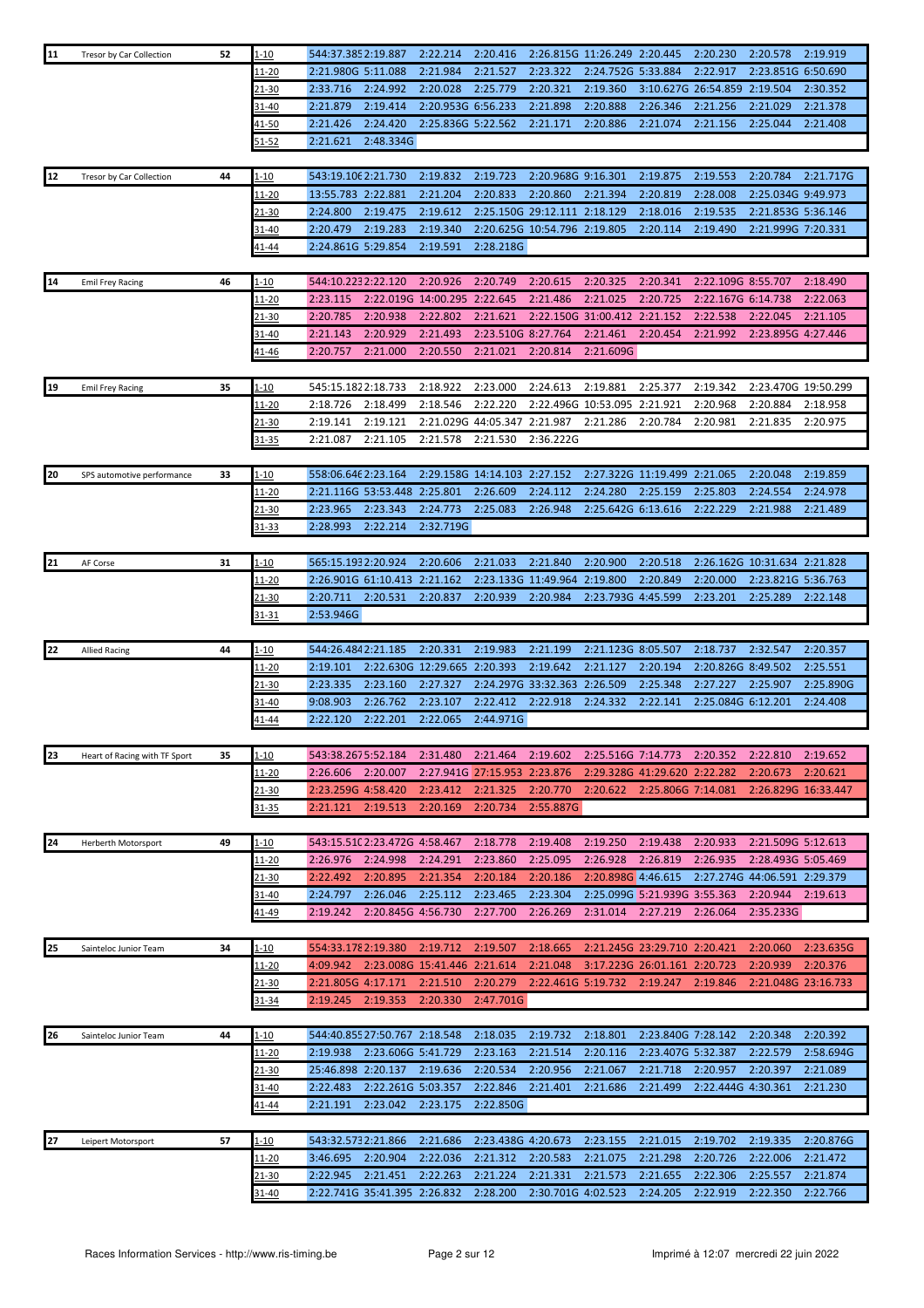| No | Team | Laps | Range | 1 | 2 | 3 | 4 | 5 | 6 | 7 | 8 | 9 | 10 |
|---|---|---|---|---|---|---|---|---|---|---|---|---|---|
| 11 | Tresor by Car Collection | 52 | 1-10 | 544:37.385 | 2:19.887 | 2:22.214 | 2:20.416 | 2:26.815G | 11:26.249 | 2:20.445 | 2:20.230 | 2:20.578 | 2:19.919 |
| | | | 11-20 | 2:21.980G | 5:11.088 | 2:21.984 | 2:21.527 | 2:23.322 | 2:24.752G | 5:33.884 | 2:22.917 | 2:23.851G | 6:50.690 |
| | | | 21-30 | 2:33.716 | 2:24.992 | 2:20.028 | 2:25.779 | 2:20.321 | 2:19.360 | 3:10.627G | 26:54.859 | 2:19.504 | 2:30.352 |
| | | | 31-40 | 2:21.879 | 2:19.414 | 2:20.953G | 6:56.233 | 2:21.898 | 2:20.888 | 2:26.346 | 2:21.256 | 2:21.029 | 2:21.378 |
| | | | 41-50 | 2:21.426 | 2:24.420 | 2:25.836G | 5:22.562 | 2:21.171 | 2:20.886 | 2:21.074 | 2:21.156 | 2:25.044 | 2:21.408 |
| | | | 51-52 | 2:21.621 | 2:48.334G | | | | | | | | |
| 12 | Tresor by Car Collection | 44 | 1-10 | 543:19.106 | 2:21.730 | 2:19.832 | 2:19.723 | 2:20.968G | 9:16.301 | 2:19.875 | 2:19.553 | 2:20.784 | 2:21.717G |
| | | | 11-20 | 13:55.783 | 2:22.881 | 2:21.204 | 2:20.833 | 2:20.860 | 2:21.394 | 2:20.819 | 2:28.008 | 2:25.034G | 9:49.973 |
| | | | 21-30 | 2:24.800 | 2:19.475 | 2:19.612 | 2:25.150G | 29:12.111 | 2:18.129 | 2:18.016 | 2:19.535 | 2:21.853G | 5:36.146 |
| | | | 31-40 | 2:20.479 | 2:19.283 | 2:19.340 | 2:20.625G | 10:54.796 | 2:19.805 | 2:20.114 | 2:19.490 | 2:21.999G | 7:20.331 |
| | | | 41-44 | 2:24.861G | 5:29.854 | 2:19.591 | 2:28.218G | | | | | | |
| 14 | Emil Frey Racing | 46 | 1-10 | 544:10.223 | 2:22.120 | 2:20.926 | 2:20.749 | 2:20.615 | 2:20.325 | 2:20.341 | 2:22.109G | 8:55.707 | 2:18.490 |
| | | | 11-20 | 2:23.115 | 2:22.019G | 14:00.295 | 2:22.645 | 2:21.486 | 2:21.025 | 2:20.725 | 2:22.167G | 6:14.738 | 2:22.063 |
| | | | 21-30 | 2:20.785 | 2:20.938 | 2:22.802 | 2:21.621 | 2:22.150G | 31:00.412 | 2:21.152 | 2:22.538 | 2:22.045 | 2:21.105 |
| | | | 31-40 | 2:21.143 | 2:20.929 | 2:21.493 | 2:23.510G | 8:27.764 | 2:21.461 | 2:20.454 | 2:21.992 | 2:23.895G | 4:27.446 |
| | | | 41-46 | 2:20.757 | 2:21.000 | 2:20.550 | 2:21.021 | 2:20.814 | 2:21.609G | | | | |
| 19 | Emil Frey Racing | 35 | 1-10 | 545:15.182 | 2:18.733 | 2:18.922 | 2:23.000 | 2:24.613 | 2:19.881 | 2:25.377 | 2:19.342 | 2:23.470G | 19:50.299 |
| | | | 11-20 | 2:18.726 | 2:18.499 | 2:18.546 | 2:22.220 | 2:22.496G | 10:53.095 | 2:21.921 | 2:20.968 | 2:20.884 | 2:18.958 |
| | | | 21-30 | 2:19.141 | 2:19.121 | 2:21.029G | 44:05.347 | 2:21.987 | 2:21.286 | 2:20.784 | 2:20.981 | 2:21.835 | 2:20.975 |
| | | | 31-35 | 2:21.087 | 2:21.105 | 2:21.578 | 2:21.530 | 2:36.222G | | | | | |
| 20 | SPS automotive performance | 33 | 1-10 | 558:06.646 | 2:23.164 | 2:29.158G | 14:14.103 | 2:27.152 | 2:27.322G | 11:19.499 | 2:21.065 | 2:20.048 | 2:19.859 |
| | | | 11-20 | 2:21.116G | 53:53.448 | 2:25.801 | 2:26.609 | 2:24.112 | 2:24.280 | 2:25.159 | 2:25.803 | 2:24.554 | 2:24.978 |
| | | | 21-30 | 2:23.965 | 2:23.343 | 2:24.773 | 2:25.083 | 2:26.948 | 2:25.642G | 6:13.616 | 2:22.229 | 2:21.988 | 2:21.489 |
| | | | 31-33 | 2:28.993 | 2:22.214 | 2:32.719G | | | | | | | |
| 21 | AF Corse | 31 | 1-10 | 565:15.193 | 2:20.924 | 2:20.606 | 2:21.033 | 2:21.840 | 2:20.900 | 2:20.518 | 2:26.162G | 10:31.634 | 2:21.828 |
| | | | 11-20 | 2:26.901G | 61:10.413 | 2:21.162 | 2:23.133G | 11:49.964 | 2:19.800 | 2:20.849 | 2:20.000 | 2:23.821G | 5:36.763 |
| | | | 21-30 | 2:20.711 | 2:20.531 | 2:20.837 | 2:20.939 | 2:20.984 | 2:23.793G | 4:45.599 | 2:23.201 | 2:25.289 | 2:22.148 |
| | | | 31-31 | 2:53.946G | | | | | | | | | |
| 22 | Allied Racing | 44 | 1-10 | 544:26.484 | 2:21.185 | 2:20.331 | 2:19.983 | 2:21.199 | 2:21.123G | 8:05.507 | 2:18.737 | 2:32.547 | 2:20.357 |
| | | | 11-20 | 2:19.101 | 2:22.630G | 12:29.665 | 2:20.393 | 2:19.642 | 2:21.127 | 2:20.194 | 2:20.826G | 8:49.502 | 2:25.551 |
| | | | 21-30 | 2:23.335 | 2:23.160 | 2:27.327 | 2:24.297G | 33:32.363 | 2:26.509 | 2:25.348 | 2:27.227 | 2:25.907 | 2:25.890G |
| | | | 31-40 | 9:08.903 | 2:26.762 | 2:23.107 | 2:22.412 | 2:22.918 | 2:24.332 | 2:22.141 | 2:25.084G | 6:12.201 | 2:24.408 |
| | | | 41-44 | 2:22.120 | 2:22.201 | 2:22.065 | 2:44.971G | | | | | | |
| 23 | Heart of Racing with TF Sport | 35 | 1-10 | 543:38.267 | 5:52.184 | 2:31.480 | 2:21.464 | 2:19.602 | 2:25.516G | 7:14.773 | 2:20.352 | 2:22.810 | 2:19.652 |
| | | | 11-20 | 2:26.606 | 2:20.007 | 2:27.941G | 27:15.953 | 2:23.876 | 2:29.328G | 41:29.620 | 2:22.282 | 2:20.673 | 2:20.621 |
| | | | 21-30 | 2:23.259G | 4:58.420 | 2:23.412 | 2:21.325 | 2:20.770 | 2:20.622 | 2:25.806G | 7:14.081 | 2:26.829G | 16:33.447 |
| | | | 31-35 | 2:21.121 | 2:19.513 | 2:20.169 | 2:20.734 | 2:55.887G | | | | | |
| 24 | Herberth Motorsport | 49 | 1-10 | 543:15.510 | 2:23.472G | 4:58.467 | 2:18.778 | 2:19.408 | 2:19.250 | 2:19.438 | 2:20.933 | 2:21.509G | 5:12.613 |
| | | | 11-20 | 2:26.976 | 2:24.998 | 2:24.291 | 2:23.860 | 2:25.095 | 2:26.928 | 2:26.819 | 2:26.935 | 2:28.493G | 5:05.469 |
| | | | 21-30 | 2:22.492 | 2:20.895 | 2:21.354 | 2:20.184 | 2:20.186 | 2:20.898G | 4:46.615 | 2:27.274G | 44:06.591 | 2:29.379 |
| | | | 31-40 | 2:24.797 | 2:26.046 | 2:25.112 | 2:23.465 | 2:23.304 | 2:25.099G | 5:21.939G | 3:55.363 | 2:20.944 | 2:19.613 |
| | | | 41-49 | 2:19.242 | 2:20.845G | 4:56.730 | 2:27.700 | 2:26.269 | 2:31.014 | 2:27.219 | 2:26.064 | 2:35.233G | |
| 25 | Sainteloc Junior Team | 34 | 1-10 | 554:33.178 | 2:19.380 | 2:19.712 | 2:19.507 | 2:18.665 | 2:21.245G | 23:29.710 | 2:20.421 | 2:20.060 | 2:23.635G |
| | | | 11-20 | 4:09.942 | 2:23.008G | 15:41.446 | 2:21.614 | 2:21.048 | 3:17.223G | 26:01.161 | 2:20.723 | 2:20.939 | 2:20.376 |
| | | | 21-30 | 2:21.805G | 4:17.171 | 2:21.510 | 2:20.279 | 2:22.461G | 5:19.732 | 2:19.247 | 2:19.846 | 2:21.048G | 23:16.733 |
| | | | 31-34 | 2:19.245 | 2:19.353 | 2:20.330 | 2:47.701G | | | | | | |
| 26 | Sainteloc Junior Team | 44 | 1-10 | 544:40.855 | 27:50.767 | 2:18.548 | 2:18.035 | 2:19.732 | 2:18.801 | 2:23.840G | 7:28.142 | 2:20.348 | 2:20.392 |
| | | | 11-20 | 2:19.938 | 2:23.606G | 5:41.729 | 2:23.163 | 2:21.514 | 2:20.116 | 2:23.407G | 5:32.387 | 2:22.579 | 2:58.694G |
| | | | 21-30 | 25:46.898 | 2:20.137 | 2:19.636 | 2:20.534 | 2:20.956 | 2:21.067 | 2:21.718 | 2:20.957 | 2:20.397 | 2:21.089 |
| | | | 31-40 | 2:22.483 | 2:22.261G | 5:03.357 | 2:22.846 | 2:21.401 | 2:21.686 | 2:21.499 | 2:22.444G | 4:30.361 | 2:21.230 |
| | | | 41-44 | 2:21.191 | 2:23.042 | 2:23.175 | 2:22.850G | | | | | | |
| 27 | Leipert Motorsport | 57 | 1-10 | 543:32.573 | 2:21.866 | 2:21.686 | 2:23.438G | 4:20.673 | 2:23.155 | 2:21.015 | 2:19.702 | 2:19.335 | 2:20.876G |
| | | | 11-20 | 3:46.695 | 2:20.904 | 2:22.036 | 2:21.312 | 2:20.583 | 2:21.075 | 2:21.298 | 2:20.726 | 2:22.006 | 2:21.472 |
| | | | 21-30 | 2:22.945 | 2:21.451 | 2:22.263 | 2:21.224 | 2:21.331 | 2:21.573 | 2:21.655 | 2:22.306 | 2:25.557 | 2:21.874 |
| | | | 31-40 | 2:22.741G | 35:41.395 | 2:26.832 | 2:28.200 | 2:30.701G | 4:02.523 | 2:24.205 | 2:22.919 | 2:22.350 | 2:22.766 |

Races Information Services - http://www.ris-timing.be

Imprimé à 12:07 mercredi 22 juin 2022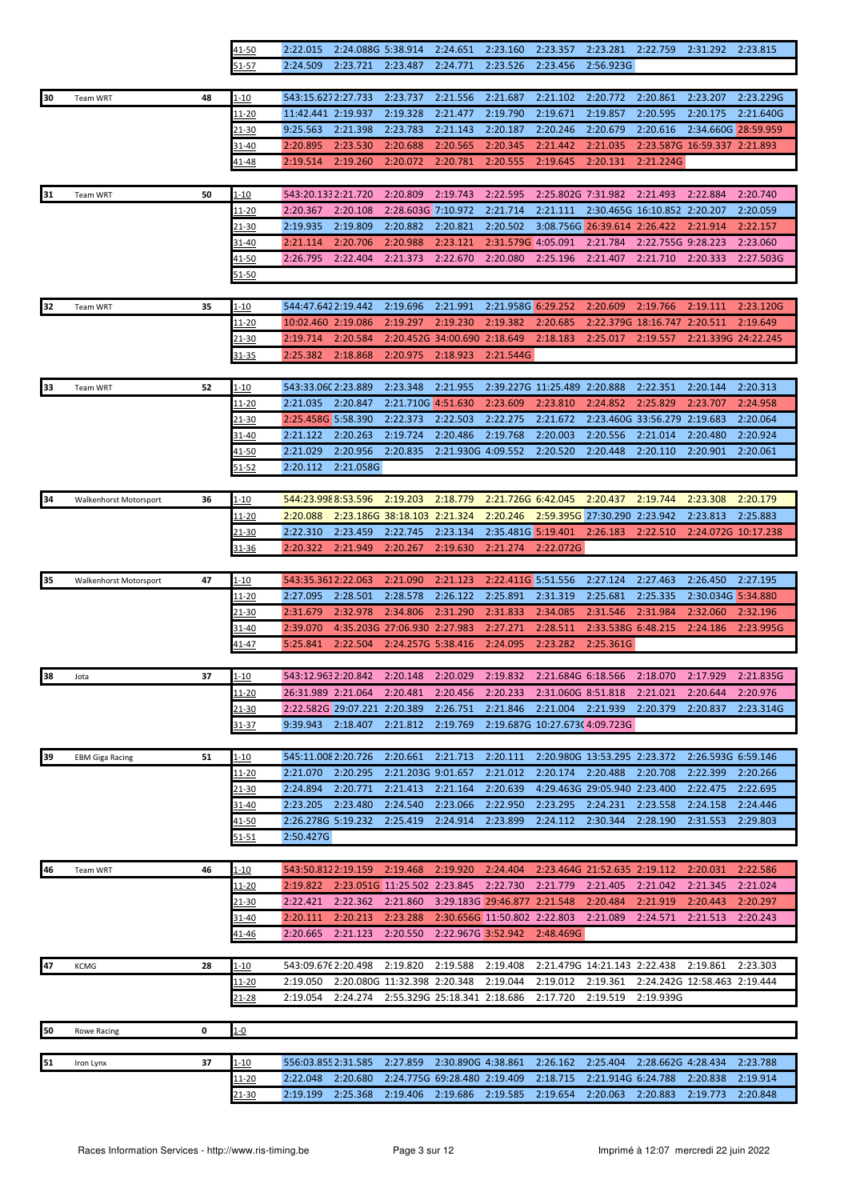| No | Team | Laps | Range | 1 | 2 | 3 | 4 | 5 | 6 | 7 | 8 | 9 | 10 |
|---|---|---|---|---|---|---|---|---|---|---|---|---|---|
| | | | 41-50 | 2:22.015 | 2:24.088G | 5:38.914 | 2:24.651 | 2:23.160 | 2:23.357 | 2:23.281 | 2:22.759 | 2:31.292 | 2:23.815 |
| | | | 51-57 | 2:24.509 | 2:23.721 | 2:23.487 | 2:24.771 | 2:23.526 | 2:23.456 | 2:56.923G | | | |
| 30 | Team WRT | 48 | 1-10 | 543:15.627 | 2:27.733 | 2:23.737 | 2:21.556 | 2:21.687 | 2:21.102 | 2:20.772 | 2:20.861 | 2:23.207 | 2:23.229G |
| | | | 11-20 | 11:42.441 | 2:19.937 | 2:19.328 | 2:21.477 | 2:19.790 | 2:19.671 | 2:19.857 | 2:20.595 | 2:20.175 | 2:21.640G |
| | | | 21-30 | 9:25.563 | 2:21.398 | 2:23.783 | 2:21.143 | 2:20.187 | 2:20.246 | 2:20.679 | 2:20.616 | 2:34.660G | 28:59.959 |
| | | | 31-40 | 2:20.895 | 2:23.530 | 2:20.688 | 2:20.565 | 2:20.345 | 2:21.442 | 2:21.035 | 2:23.587G | 16:59.337 | 2:21.893 |
| | | | 41-48 | 2:19.514 | 2:19.260 | 2:20.072 | 2:20.781 | 2:20.555 | 2:19.645 | 2:20.131 | 2:21.224G | | |
| 31 | Team WRT | 50 | 1-10 | 543:20.133 | 2:21.720 | 2:20.809 | 2:19.743 | 2:22.595 | 2:25.802G | 7:31.982 | 2:21.493 | 2:22.884 | 2:20.740 |
| | | | 11-20 | 2:20.367 | 2:20.108 | 2:28.603G | 7:10.972 | 2:21.714 | 2:21.111 | 2:30.465G | 16:10.852 | 2:20.207 | 2:20.059 |
| | | | 21-30 | 2:19.935 | 2:19.809 | 2:20.882 | 2:20.821 | 2:20.502 | 3:08.756G | 26:39.614 | 2:26.422 | 2:21.914 | 2:22.157 |
| | | | 31-40 | 2:21.114 | 2:20.706 | 2:20.988 | 2:23.121 | 2:31.579G | 4:05.091 | 2:21.784 | 2:22.755G | 9:28.223 | 2:23.060 |
| | | | 41-50 | 2:26.795 | 2:22.404 | 2:21.373 | 2:22.670 | 2:20.080 | 2:25.196 | 2:21.407 | 2:21.710 | 2:20.333 | 2:27.503G |
| | | | 51-50 | | | | | | | | | | |
| 32 | Team WRT | 35 | 1-10 | 544:47.642 | 2:19.442 | 2:19.696 | 2:21.991 | 2:21.958G | 6:29.252 | 2:20.609 | 2:19.766 | 2:19.111 | 2:23.120G |
| | | | 11-20 | 10:02.460 | 2:19.086 | 2:19.297 | 2:19.230 | 2:19.382 | 2:20.685 | 2:22.379G | 18:16.747 | 2:20.511 | 2:19.649 |
| | | | 21-30 | 2:19.714 | 2:20.584 | 2:20.452G | 34:00.690 | 2:18.649 | 2:18.183 | 2:25.017 | 2:19.557 | 2:21.339G | 24:22.245 |
| | | | 31-35 | 2:25.382 | 2:18.868 | 2:20.975 | 2:18.923 | 2:21.544G | | | | | |
| 33 | Team WRT | 52 | 1-10 | 543:33.060 | 2:23.889 | 2:23.348 | 2:21.955 | 2:39.227G | 11:25.489 | 2:20.888 | 2:22.351 | 2:20.144 | 2:20.313 |
| | | | 11-20 | 2:21.035 | 2:20.847 | 2:21.710G | 4:51.630 | 2:23.609 | 2:23.810 | 2:24.852 | 2:25.829 | 2:23.707 | 2:24.958 |
| | | | 21-30 | 2:25.458G | 5:58.390 | 2:22.373 | 2:22.503 | 2:22.275 | 2:21.672 | 2:23.460G | 33:56.279 | 2:19.683 | 2:20.064 |
| | | | 31-40 | 2:21.122 | 2:20.263 | 2:19.724 | 2:20.486 | 2:19.768 | 2:20.003 | 2:20.556 | 2:21.014 | 2:20.480 | 2:20.924 |
| | | | 41-50 | 2:21.029 | 2:20.956 | 2:20.835 | 2:21.930G | 4:09.552 | 2:20.520 | 2:20.448 | 2:20.110 | 2:20.901 | 2:20.061 |
| | | | 51-52 | 2:20.112 | 2:21.058G | | | | | | | | |
| 34 | Walkenhorst Motorsport | 36 | 1-10 | 544:23.998 | 8:53.596 | 2:19.203 | 2:18.779 | 2:21.726G | 6:42.045 | 2:20.437 | 2:19.744 | 2:23.308 | 2:20.179 |
| | | | 11-20 | 2:20.088 | 2:23.186G | 38:18.103 | 2:21.324 | 2:20.246 | 2:59.395G | 27:30.290 | 2:23.942 | 2:23.813 | 2:25.883 |
| | | | 21-30 | 2:22.310 | 2:23.459 | 2:22.745 | 2:23.134 | 2:35.481G | 5:19.401 | 2:26.183 | 2:22.510 | 2:24.072G | 10:17.238 |
| | | | 31-36 | 2:20.322 | 2:21.949 | 2:20.267 | 2:19.630 | 2:21.274 | 2:22.072G | | | | |
| 35 | Walkenhorst Motorsport | 47 | 1-10 | 543:35.361 | 2:22.063 | 2:21.090 | 2:21.123 | 2:22.411G | 5:51.556 | 2:27.124 | 2:27.463 | 2:26.450 | 2:27.195 |
| | | | 11-20 | 2:27.095 | 2:28.501 | 2:28.578 | 2:26.122 | 2:25.891 | 2:31.319 | 2:25.681 | 2:25.335 | 2:30.034G | 5:34.880 |
| | | | 21-30 | 2:31.679 | 2:32.978 | 2:34.806 | 2:31.290 | 2:31.833 | 2:34.085 | 2:31.546 | 2:31.984 | 2:32.060 | 2:32.196 |
| | | | 31-40 | 2:39.070 | 4:35.203G | 27:06.930 | 2:27.983 | 2:27.271 | 2:28.511 | 2:33.538G | 6:48.215 | 2:24.186 | 2:23.995G |
| | | | 41-47 | 5:25.841 | 2:22.504 | 2:24.257G | 5:38.416 | 2:24.095 | 2:23.282 | 2:25.361G | | | |
| 38 | Jota | 37 | 1-10 | 543:12.963 | 2:20.842 | 2:20.148 | 2:20.029 | 2:19.832 | 2:21.684G | 6:18.566 | 2:18.070 | 2:17.929 | 2:21.835G |
| | | | 11-20 | 26:31.989 | 2:21.064 | 2:20.481 | 2:20.456 | 2:20.233 | 2:31.060G | 8:51.818 | 2:21.021 | 2:20.644 | 2:20.976 |
| | | | 21-30 | 2:22.582G | 29:07.221 | 2:20.389 | 2:26.751 | 2:21.846 | 2:21.004 | 2:21.939 | 2:20.379 | 2:20.837 | 2:23.314G |
| | | | 31-37 | 9:39.943 | 2:18.407 | 2:21.812 | 2:19.769 | 2:19.687G | 10:27.673 | 4:09.723G | | | |
| 39 | EBM Giga Racing | 51 | 1-10 | 545:11.008 | 2:20.726 | 2:20.661 | 2:21.713 | 2:20.111 | 2:20.980G | 13:53.295 | 2:23.372 | 2:26.593G | 6:59.146 |
| | | | 11-20 | 2:21.070 | 2:20.295 | 2:21.203G | 9:01.657 | 2:21.012 | 2:20.174 | 2:20.488 | 2:20.708 | 2:22.399 | 2:20.266 |
| | | | 21-30 | 2:24.894 | 2:20.771 | 2:21.413 | 2:21.164 | 2:20.639 | 4:29.463G | 29:05.940 | 2:23.400 | 2:22.475 | 2:22.695 |
| | | | 31-40 | 2:23.205 | 2:23.480 | 2:24.540 | 2:23.066 | 2:22.950 | 2:23.295 | 2:24.231 | 2:23.558 | 2:24.158 | 2:24.446 |
| | | | 41-50 | 2:26.278G | 5:19.232 | 2:25.419 | 2:24.914 | 2:23.899 | 2:24.112 | 2:30.344 | 2:28.190 | 2:31.553 | 2:29.803 |
| | | | 51-51 | 2:50.427G | | | | | | | | | |
| 46 | Team WRT | 46 | 1-10 | 543:50.812 | 2:19.159 | 2:19.468 | 2:19.920 | 2:24.404 | 2:23.464G | 21:52.635 | 2:19.112 | 2:20.031 | 2:22.586 |
| | | | 11-20 | 2:19.822 | 2:23.051G | 11:25.502 | 2:23.845 | 2:22.730 | 2:21.779 | 2:21.405 | 2:21.042 | 2:21.345 | 2:21.024 |
| | | | 21-30 | 2:22.421 | 2:22.362 | 2:21.860 | 3:29.183G | 29:46.877 | 2:21.548 | 2:20.484 | 2:21.919 | 2:20.443 | 2:20.297 |
| | | | 31-40 | 2:20.111 | 2:20.213 | 2:23.288 | 2:30.656G | 11:50.802 | 2:22.803 | 2:21.089 | 2:24.571 | 2:21.513 | 2:20.243 |
| | | | 41-46 | 2:20.665 | 2:21.123 | 2:20.550 | 2:22.967G | 3:52.942 | 2:48.469G | | | | |
| 47 | KCMG | 28 | 1-10 | 543:09.676 | 2:20.498 | 2:19.820 | 2:19.588 | 2:19.408 | 2:21.479G | 14:21.143 | 2:22.438 | 2:19.861 | 2:23.303 |
| | | | 11-20 | 2:19.050 | 2:20.080G | 11:32.398 | 2:20.348 | 2:19.044 | 2:19.012 | 2:19.361 | 2:24.242G | 12:58.463 | 2:19.444 |
| | | | 21-28 | 2:19.054 | 2:24.274 | 2:55.329G | 25:18.341 | 2:18.686 | 2:17.720 | 2:19.519 | 2:19.939G | | |
| 50 | Rowe Racing | 0 | 1-0 | | | | | | | | | | |
| 51 | Iron Lynx | 37 | 1-10 | 556:03.855 | 2:31.585 | 2:27.859 | 2:30.890G | 4:38.861 | 2:26.162 | 2:25.404 | 2:28.662G | 4:28.434 | 2:23.788 |
| | | | 11-20 | 2:22.048 | 2:20.680 | 2:24.775G | 69:28.480 | 2:19.409 | 2:18.715 | 2:21.914G | 6:24.788 | 2:20.838 | 2:19.914 |
| | | | 21-30 | 2:19.199 | 2:25.368 | 2:19.406 | 2:19.686 | 2:19.585 | 2:19.654 | 2:20.063 | 2:20.883 | 2:19.773 | 2:20.848 |

Races Information Services - http://www.ris-timing.be

Imprimé à 12:07 mercredi 22 juin 2022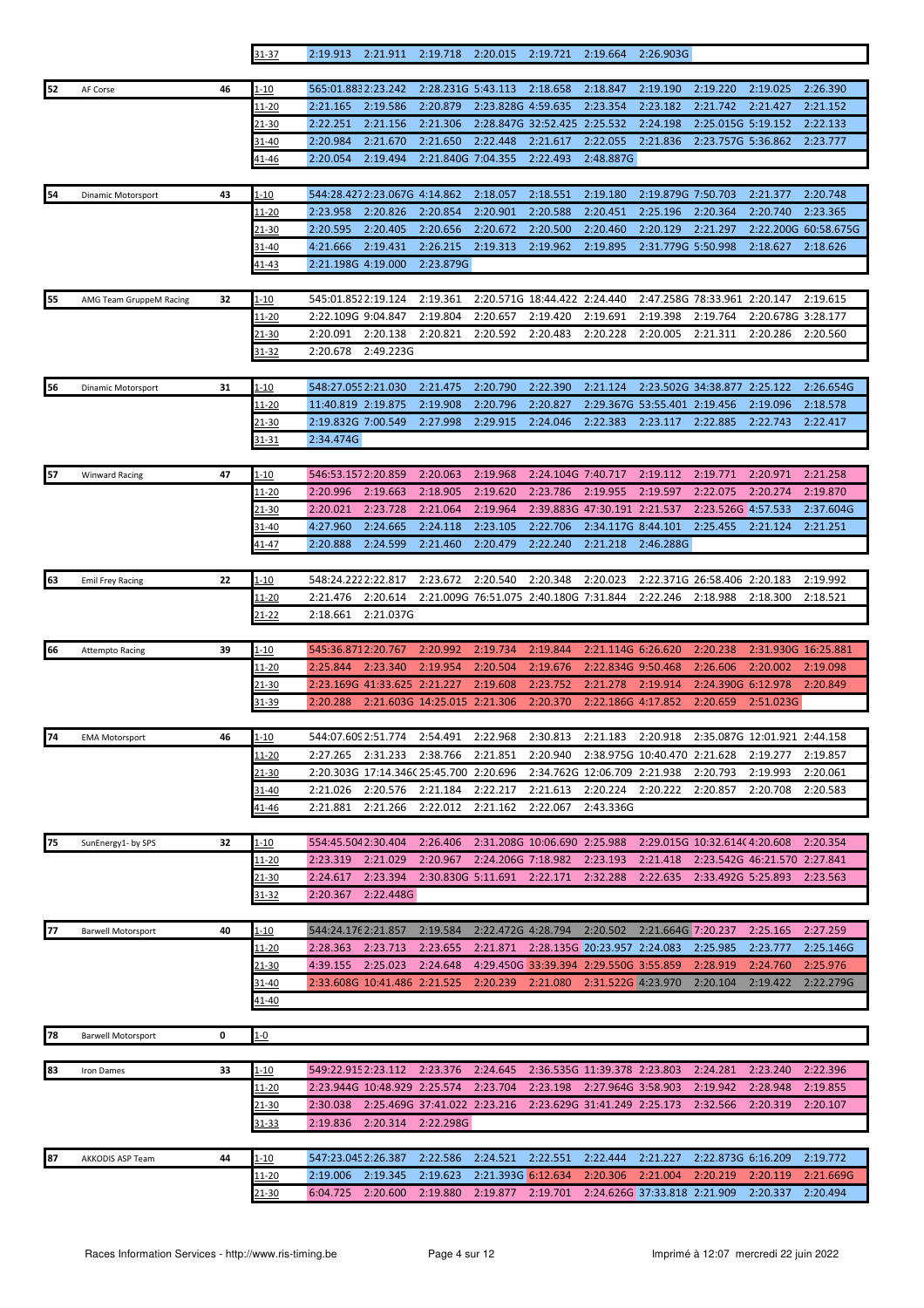| # | Team | Laps | Range | 1 | 2 | 3 | 4 | 5 | 6 | 7 | 8 | 9 | 10 |
|---|---|---|---|---|---|---|---|---|---|---|---|---|---|
| | | | 31-37 | 2:19.913 | 2:21.911 | 2:19.718 | 2:20.015 | 2:19.721 | 2:19.664 | 2:26.903G | | | |
| 52 | AF Corse | 46 | 1-10 | 565:01.883 | 2:23.242 | 2:28.231G | 5:43.113 | 2:18.658 | 2:18.847 | 2:19.190 | 2:19.220 | 2:19.025 | 2:26.390 |
| | | | 11-20 | 2:21.165 | 2:19.586 | 2:20.879 | 2:23.828G | 4:59.635 | 2:23.354 | 2:23.182 | 2:21.742 | 2:21.427 | 2:21.152 |
| | | | 21-30 | 2:22.251 | 2:21.156 | 2:21.306 | 2:28.847G | 32:52.425 | 2:25.532 | 2:24.198 | 2:25.015G | 5:19.152 | 2:22.133 |
| | | | 31-40 | 2:20.984 | 2:21.670 | 2:21.650 | 2:22.448 | 2:21.617 | 2:22.055 | 2:21.836 | 2:23.757G | 5:36.862 | 2:23.777 |
| | | | 41-46 | 2:20.054 | 2:19.494 | 2:21.840G | 7:04.355 | 2:22.493 | 2:48.887G | | | | |
| 54 | Dinamic Motorsport | 43 | 1-10 | 544:28.427 | 2:23.067G | 4:14.862 | 2:18.057 | 2:18.551 | 2:19.180 | 2:19.879G | 7:50.703 | 2:21.377 | 2:20.748 |
| | | | 11-20 | 2:23.958 | 2:20.826 | 2:20.854 | 2:20.901 | 2:20.588 | 2:20.451 | 2:25.196 | 2:20.364 | 2:20.740 | 2:23.365 |
| | | | 21-30 | 2:20.595 | 2:20.405 | 2:20.656 | 2:20.672 | 2:20.500 | 2:20.460 | 2:20.129 | 2:21.297 | 2:22.200G | 60:58.675G |
| | | | 31-40 | 4:21.666 | 2:19.431 | 2:26.215 | 2:19.313 | 2:19.962 | 2:19.895 | 2:31.779G | 5:50.998 | 2:18.627 | 2:18.626 |
| | | | 41-43 | 2:21.198G | 4:19.000 | 2:23.879G | | | | | | | |
| 55 | AMG Team GruppeM Racing | 32 | 1-10 | 545:01.852 | 2:19.124 | 2:19.361 | 2:20.571G | 18:44.422 | 2:24.440 | 2:47.258G | 78:33.961 | 2:20.147 | 2:19.615 |
| | | | 11-20 | 2:22.109G | 9:04.847 | 2:19.804 | 2:20.657 | 2:19.420 | 2:19.691 | 2:19.398 | 2:19.764 | 2:20.678G | 3:28.177 |
| | | | 21-30 | 2:20.091 | 2:20.138 | 2:20.821 | 2:20.592 | 2:20.483 | 2:20.228 | 2:20.005 | 2:21.311 | 2:20.286 | 2:20.560 |
| | | | 31-32 | 2:20.678 | 2:49.223G | | | | | | | | |
| 56 | Dinamic Motorsport | 31 | 1-10 | 548:27.055 | 2:21.030 | 2:21.475 | 2:20.790 | 2:22.390 | 2:21.124 | 2:23.502G | 34:38.877 | 2:25.122 | 2:26.654G |
| | | | 11-20 | 11:40.819 | 2:19.875 | 2:19.908 | 2:20.796 | 2:20.827 | 2:29.367G | 53:55.401 | 2:19.456 | 2:19.096 | 2:18.578 |
| | | | 21-30 | 2:19.832G | 7:00.549 | 2:27.998 | 2:29.915 | 2:24.046 | 2:22.383 | 2:23.117 | 2:22.885 | 2:22.743 | 2:22.417 |
| | | | 31-31 | 2:34.474G | | | | | | | | | |
| 57 | Winward Racing | 47 | 1-10 | 546:53.157 | 2:20.859 | 2:20.063 | 2:19.968 | 2:24.104G | 7:40.717 | 2:19.112 | 2:19.771 | 2:20.971 | 2:21.258 |
| | | | 11-20 | 2:20.996 | 2:19.663 | 2:18.905 | 2:19.620 | 2:23.786 | 2:19.955 | 2:19.597 | 2:22.075 | 2:20.274 | 2:19.870 |
| | | | 21-30 | 2:20.021 | 2:23.728 | 2:21.064 | 2:19.964 | 2:39.883G | 47:30.191 | 2:21.537 | 2:23.526G | 4:57.533 | 2:37.604G |
| | | | 31-40 | 4:27.960 | 2:24.665 | 2:24.118 | 2:23.105 | 2:22.706 | 2:34.117G | 8:44.101 | 2:25.455 | 2:21.124 | 2:21.251 |
| | | | 41-47 | 2:20.888 | 2:24.599 | 2:21.460 | 2:20.479 | 2:22.240 | 2:21.218 | 2:46.288G | | | |
| 63 | Emil Frey Racing | 22 | 1-10 | 548:24.222 | 2:22.817 | 2:23.672 | 2:20.540 | 2:20.348 | 2:20.023 | 2:22.371G | 26:58.406 | 2:20.183 | 2:19.992 |
| | | | 11-20 | 2:21.476 | 2:20.614 | 2:21.009G | 76:51.075 | 2:40.180G | 7:31.844 | 2:22.246 | 2:18.988 | 2:18.300 | 2:18.521 |
| | | | 21-22 | 2:18.661 | 2:21.037G | | | | | | | | |
| 66 | Attempto Racing | 39 | 1-10 | 545:36.871 | 2:20.767 | 2:20.992 | 2:19.734 | 2:19.844 | 2:21.114G | 6:26.620 | 2:20.238 | 2:31.930G | 16:25.881 |
| | | | 11-20 | 2:25.844 | 2:23.340 | 2:19.954 | 2:20.504 | 2:19.676 | 2:22.834G | 9:50.468 | 2:26.606 | 2:20.002 | 2:19.098 |
| | | | 21-30 | 2:23.169G | 41:33.625 | 2:21.227 | 2:19.608 | 2:23.752 | 2:21.278 | 2:19.914 | 2:24.390G | 6:12.978 | 2:20.849 |
| | | | 31-39 | 2:20.288 | 2:21.603G | 14:25.015 | 2:21.306 | 2:20.370 | 2:22.186G | 4:17.852 | 2:20.659 | 2:51.023G | |
| 74 | EMA Motorsport | 46 | 1-10 | 544:07.609 | 2:51.774 | 2:54.491 | 2:22.968 | 2:30.813 | 2:21.183 | 2:20.918 | 2:35.087G | 12:01.921 | 2:44.158 |
| | | | 11-20 | 2:27.265 | 2:31.233 | 2:38.766 | 2:21.851 | 2:20.940 | 2:38.975G | 10:40.470 | 2:21.628 | 2:19.277 | 2:19.857 |
| | | | 21-30 | 2:20.303G | 17:14.346 | 25:45.700 | 2:20.696 | 2:34.762G | 12:06.709 | 2:21.938 | 2:20.793 | 2:19.993 | 2:20.061 |
| | | | 31-40 | 2:21.026 | 2:20.576 | 2:21.184 | 2:22.217 | 2:21.613 | 2:20.224 | 2:20.222 | 2:20.857 | 2:20.708 | 2:20.583 |
| | | | 41-46 | 2:21.881 | 2:21.266 | 2:22.012 | 2:21.162 | 2:22.067 | 2:43.336G | | | | |
| 75 | SunEnergy1- by SPS | 32 | 1-10 | 554:45.504 | 2:30.404 | 2:26.406 | 2:31.208G | 10:06.690 | 2:25.988 | 2:29.015G | 10:32.614 | 4:20.608 | 2:20.354 |
| | | | 11-20 | 2:23.319 | 2:21.029 | 2:20.967 | 2:24.206G | 7:18.982 | 2:23.193 | 2:21.418 | 2:23.542G | 46:21.570 | 2:27.841 |
| | | | 21-30 | 2:24.617 | 2:23.394 | 2:30.830G | 5:11.691 | 2:22.171 | 2:32.288 | 2:22.635 | 2:33.492G | 5:25.893 | 2:23.563 |
| | | | 31-32 | 2:20.367 | 2:22.448G | | | | | | | | |
| 77 | Barwell Motorsport | 40 | 1-10 | 544:24.176 | 2:21.857 | 2:19.584 | 2:22.472G | 4:28.794 | 2:20.502 | 2:21.664G | 7:20.237 | 2:25.165 | 2:27.259 |
| | | | 11-20 | 2:28.363 | 2:23.713 | 2:23.655 | 2:21.871 | 2:28.135G | 20:23.957 | 2:24.083 | 2:25.985 | 2:23.777 | 2:25.146G |
| | | | 21-30 | 4:39.155 | 2:25.023 | 2:24.648 | 4:29.450G | 33:39.394 | 2:29.550G | 3:55.859 | 2:28.919 | 2:24.760 | 2:25.976 |
| | | | 31-40 | 2:33.608G | 10:41.486 | 2:21.525 | 2:20.239 | 2:21.080 | 2:31.522G | 4:23.970 | 2:20.104 | 2:19.422 | 2:22.279G |
| | | | 41-40 | | | | | | | | | | |
| 78 | Barwell Motorsport | 0 | 1-0 | | | | | | | | | | |
| 83 | Iron Dames | 33 | 1-10 | 549:22.915 | 2:23.112 | 2:23.376 | 2:24.645 | 2:36.535G | 11:39.378 | 2:23.803 | 2:24.281 | 2:23.240 | 2:22.396 |
| | | | 11-20 | 2:23.944G | 10:48.929 | 2:25.574 | 2:23.704 | 2:23.198 | 2:27.964G | 3:58.903 | 2:19.942 | 2:28.948 | 2:19.855 |
| | | | 21-30 | 2:30.038 | 2:25.469G | 37:41.022 | 2:23.216 | 2:23.629G | 31:41.249 | 2:25.173 | 2:32.566 | 2:20.319 | 2:20.107 |
| | | | 31-33 | 2:19.836 | 2:20.314 | 2:22.298G | | | | | | | |
| 87 | AKKODIS ASP Team | 44 | 1-10 | 547:23.045 | 2:26.387 | 2:22.586 | 2:24.521 | 2:22.551 | 2:22.444 | 2:21.227 | 2:22.873G | 6:16.209 | 2:19.772 |
| | | | 11-20 | 2:19.006 | 2:19.345 | 2:19.623 | 2:21.393G | 6:12.634 | 2:20.306 | 2:21.004 | 2:20.219 | 2:20.119 | 2:21.669G |
| | | | 21-30 | 6:04.725 | 2:20.600 | 2:19.880 | 2:19.877 | 2:19.701 | 2:24.626G | 37:33.818 | 2:21.909 | 2:20.337 | 2:20.494 |

Races Information Services - http://www.ris-timing.be

Imprimé à 12:07 mercredi 22 juin 2022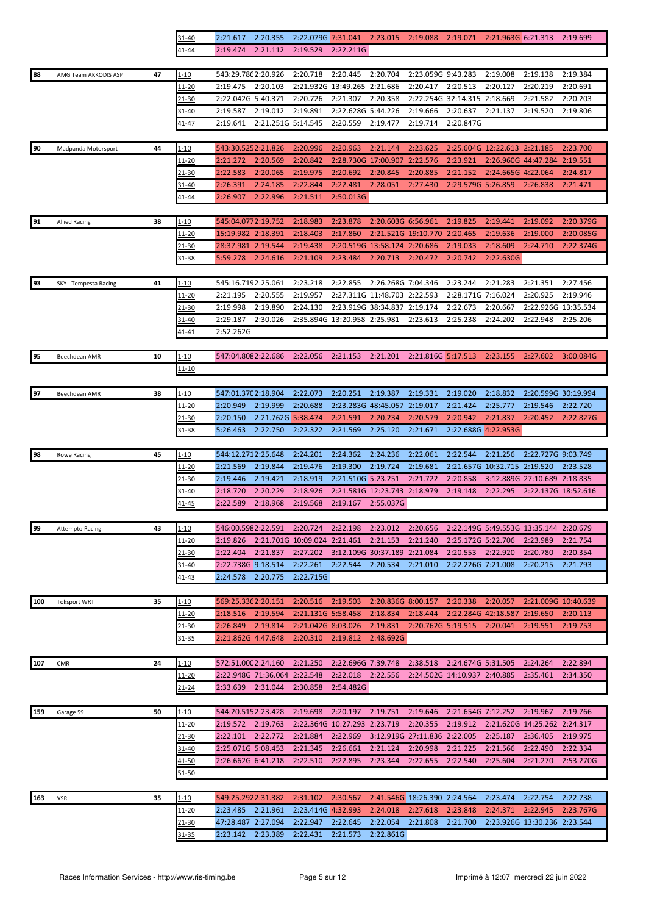| | | | | | | | | | | | | | |
|---|---|---|---|---|---|---|---|---|---|---|---|---|---|
| | | | 31-40 | 2:21.617 | 2:20.355 | 2:22.079G | 7:31.041 | 2:23.015 | 2:19.088 | 2:19.071 | 2:21.963G | 6:21.313 | 2:19.699 |
| | | | 41-44 | 2:19.474 | 2:21.112 | 2:19.529 | 2:22.211G | | | | | | |
| 88 | AMG Team AKKODIS ASP | 47 | 1-10 | 543:29.786 | 2:20.926 | 2:20.718 | 2:20.445 | 2:20.704 | 2:23.059G | 9:43.283 | 2:19.008 | 2:19.138 | 2:19.384 |
| | | | 11-20 | 2:19.475 | 2:20.103 | 2:21.932G | 13:49.265 | 2:21.686 | 2:20.417 | 2:20.513 | 2:20.127 | 2:20.219 | 2:20.691 |
| | | | 21-30 | 2:22.042G | 5:40.371 | 2:20.726 | 2:21.307 | 2:20.358 | 2:22.254G | 32:14.315 | 2:18.669 | 2:21.582 | 2:20.203 |
| | | | 31-40 | 2:19.587 | 2:19.012 | 2:19.891 | 2:22.628G | 5:44.226 | 2:19.666 | 2:20.637 | 2:21.137 | 2:19.520 | 2:19.806 |
| | | | 41-47 | 2:19.641 | 2:21.251G | 5:14.545 | 2:20.559 | 2:19.477 | 2:19.714 | 2:20.847G | | | |
| 90 | Madpanda Motorsport | 44 | 1-10 | 543:30.525 | 2:21.826 | 2:20.996 | 2:20.963 | 2:21.144 | 2:23.625 | 2:25.604G | 12:22.613 | 2:21.185 | 2:23.700 |
| | | | 11-20 | 2:21.272 | 2:20.569 | 2:20.842 | 2:28.730G | 17:00.907 | 2:22.576 | 2:23.921 | 2:26.960G | 44:47.284 | 2:19.551 |
| | | | 21-30 | 2:22.583 | 2:20.065 | 2:19.975 | 2:20.692 | 2:20.845 | 2:20.885 | 2:21.152 | 2:24.665G | 4:22.064 | 2:24.817 |
| | | | 31-40 | 2:26.391 | 2:24.185 | 2:22.844 | 2:22.481 | 2:28.051 | 2:27.430 | 2:29.579G | 5:26.859 | 2:26.838 | 2:21.471 |
| | | | 41-44 | 2:26.907 | 2:22.996 | 2:21.511 | 2:50.013G | | | | | | |
| 91 | Allied Racing | 38 | 1-10 | 545:04.077 | 2:19.752 | 2:18.983 | 2:23.878 | 2:20.603G | 6:56.961 | 2:19.825 | 2:19.441 | 2:19.092 | 2:20.379G |
| | | | 11-20 | 15:19.982 | 2:18.391 | 2:18.403 | 2:17.860 | 2:21.521G | 19:10.770 | 2:20.465 | 2:19.636 | 2:19.000 | 2:20.085G |
| | | | 21-30 | 28:37.981 | 2:19.544 | 2:19.438 | 2:20.519G | 13:58.124 | 2:20.686 | 2:19.033 | 2:18.609 | 2:24.710 | 2:22.374G |
| | | | 31-38 | 5:59.278 | 2:24.616 | 2:21.109 | 2:23.484 | 2:20.713 | 2:20.472 | 2:20.742 | 2:22.630G | | |
| 93 | SKY - Tempesta Racing | 41 | 1-10 | 545:16.719 | 2:25.061 | 2:23.218 | 2:22.855 | 2:26.268G | 7:04.346 | 2:23.244 | 2:21.283 | 2:21.351 | 2:27.456 |
| | | | 11-20 | 2:21.195 | 2:20.555 | 2:19.957 | 2:27.311G | 11:48.703 | 2:22.593 | 2:28.171G | 7:16.024 | 2:20.925 | 2:19.946 |
| | | | 21-30 | 2:19.998 | 2:19.890 | 2:24.130 | 2:23.919G | 38:34.837 | 2:19.174 | 2:22.673 | 2:20.667 | 2:22.926G | 13:35.534 |
| | | | 31-40 | 2:29.187 | 2:30.026 | 2:35.894G | 13:20.958 | 2:25.981 | 2:23.613 | 2:25.238 | 2:24.202 | 2:22.948 | 2:25.206 |
| | | | 41-41 | 2:52.262G | | | | | | | | | |
| 95 | Beechdean AMR | 10 | 1-10 | 547:04.808 | 2:22.686 | 2:22.056 | 2:21.153 | 2:21.201 | 2:21.816G | 5:17.513 | 2:23.155 | 2:27.602 | 3:00.084G |
| | | | 11-10 | | | | | | | | | | |
| 97 | Beechdean AMR | 38 | 1-10 | 547:01.370 | 2:18.904 | 2:22.073 | 2:20.251 | 2:19.387 | 2:19.331 | 2:19.020 | 2:18.832 | 2:20.599G | 30:19.994 |
| | | | 11-20 | 2:20.949 | 2:19.999 | 2:20.688 | 2:23.283G | 48:45.057 | 2:19.017 | 2:21.424 | 2:25.777 | 2:19.546 | 2:22.720 |
| | | | 21-30 | 2:20.150 | 2:21.762G | 5:38.474 | 2:21.591 | 2:20.234 | 2:20.579 | 2:20.942 | 2:21.837 | 2:20.452 | 2:22.827G |
| | | | 31-38 | 5:26.463 | 2:22.750 | 2:22.322 | 2:21.569 | 2:25.120 | 2:21.671 | 2:22.688G | 4:22.953G | | |
| 98 | Rowe Racing | 45 | 1-10 | 544:12.271 | 2:25.648 | 2:24.201 | 2:24.362 | 2:24.236 | 2:22.061 | 2:22.544 | 2:21.256 | 2:22.727G | 9:03.749 |
| | | | 11-20 | 2:21.569 | 2:19.844 | 2:19.476 | 2:19.300 | 2:19.724 | 2:19.681 | 2:21.657G | 10:32.715 | 2:19.520 | 2:23.528 |
| | | | 21-30 | 2:19.446 | 2:19.421 | 2:18.919 | 2:21.510G | 5:23.251 | 2:21.722 | 2:20.858 | 3:12.889G | 27:10.689 | 2:18.835 |
| | | | 31-40 | 2:18.720 | 2:20.229 | 2:18.926 | 2:21.581G | 12:23.743 | 2:18.979 | 2:19.148 | 2:22.295 | 2:22.137G | 18:52.616 |
| | | | 41-45 | 2:22.589 | 2:18.968 | 2:19.568 | 2:19.167 | 2:55.037G | | | | | |
| 99 | Attempto Racing | 43 | 1-10 | 546:00.598 | 2:22.591 | 2:20.724 | 2:22.198 | 2:23.012 | 2:20.656 | 2:22.149G | 5:49.553G | 13:35.144 | 2:20.679 |
| | | | 11-20 | 2:19.826 | 2:21.701G | 10:09.024 | 2:21.461 | 2:21.153 | 2:21.240 | 2:25.172G | 5:22.706 | 2:23.989 | 2:21.754 |
| | | | 21-30 | 2:22.404 | 2:21.837 | 2:27.202 | 3:12.109G | 30:37.189 | 2:21.084 | 2:20.553 | 2:22.920 | 2:20.780 | 2:20.354 |
| | | | 31-40 | 2:22.738G | 9:18.514 | 2:22.261 | 2:22.544 | 2:20.534 | 2:21.010 | 2:22.226G | 7:21.008 | 2:20.215 | 2:21.793 |
| | | | 41-43 | 2:24.578 | 2:20.775 | 2:22.715G | | | | | | | |
| 100 | Toksport WRT | 35 | 1-10 | 569:25.336 | 2:20.151 | 2:20.516 | 2:19.503 | 2:20.836G | 8:00.157 | 2:20.338 | 2:20.057 | 2:21.009G | 10:40.639 |
| | | | 11-20 | 2:18.516 | 2:19.594 | 2:21.131G | 5:58.458 | 2:18.834 | 2:18.444 | 2:22.284G | 42:18.587 | 2:19.650 | 2:20.113 |
| | | | 21-30 | 2:26.849 | 2:19.814 | 2:21.042G | 8:03.026 | 2:19.831 | 2:20.762G | 5:19.515 | 2:20.041 | 2:19.551 | 2:19.753 |
| | | | 31-35 | 2:21.862G | 4:47.648 | 2:20.310 | 2:19.812 | 2:48.692G | | | | | |
| 107 | CMR | 24 | 1-10 | 572:51.000 | 2:24.160 | 2:21.250 | 2:22.696G | 7:39.748 | 2:38.518 | 2:24.674G | 5:31.505 | 2:24.264 | 2:22.894 |
| | | | 11-20 | 2:22.948G | 71:36.064 | 2:22.548 | 2:22.018 | 2:22.556 | 2:24.502G | 14:10.937 | 2:40.885 | 2:35.461 | 2:34.350 |
| | | | 21-24 | 2:33.639 | 2:31.044 | 2:30.858 | 2:54.482G | | | | | | |
| 159 | Garage 59 | 50 | 1-10 | 544:20.515 | 2:23.428 | 2:19.698 | 2:20.197 | 2:19.751 | 2:19.646 | 2:21.654G | 7:12.252 | 2:19.967 | 2:19.766 |
| | | | 11-20 | 2:19.572 | 2:19.763 | 2:22.364G | 10:27.293 | 2:23.719 | 2:20.355 | 2:19.912 | 2:21.620G | 14:25.262 | 2:24.317 |
| | | | 21-30 | 2:22.101 | 2:22.772 | 2:21.884 | 2:22.969 | 3:12.919G | 27:11.836 | 2:22.005 | 2:25.187 | 2:36.405 | 2:19.975 |
| | | | 31-40 | 2:25.071G | 5:08.453 | 2:21.345 | 2:26.661 | 2:21.124 | 2:20.998 | 2:21.225 | 2:21.566 | 2:22.490 | 2:22.334 |
| | | | 41-50 | 2:26.662G | 6:41.218 | 2:22.510 | 2:22.895 | 2:23.344 | 2:22.655 | 2:22.540 | 2:25.604 | 2:21.270 | 2:53.270G |
| | | | 51-50 | | | | | | | | | | |
| 163 | VSR | 35 | 1-10 | 549:25.292 | 2:31.382 | 2:31.102 | 2:30.567 | 2:41.546G | 18:26.390 | 2:24.564 | 2:23.474 | 2:22.754 | 2:22.738 |
| | | | 11-20 | 2:23.485 | 2:21.961 | 2:23.414G | 4:32.993 | 2:24.018 | 2:27.618 | 2:23.848 | 2:24.371 | 2:22.945 | 2:23.767G |
| | | | 21-30 | 47:28.487 | 2:27.094 | 2:22.947 | 2:22.645 | 2:22.054 | 2:21.808 | 2:21.700 | 2:23.926G | 13:30.236 | 2:23.544 |
| | | | 31-35 | 2:23.142 | 2:23.389 | 2:22.431 | 2:21.573 | 2:22.861G | | | | | |

Races Information Services - http://www.ris-timing.be — Imprimé à 12:07 mercredi 22 juin 2022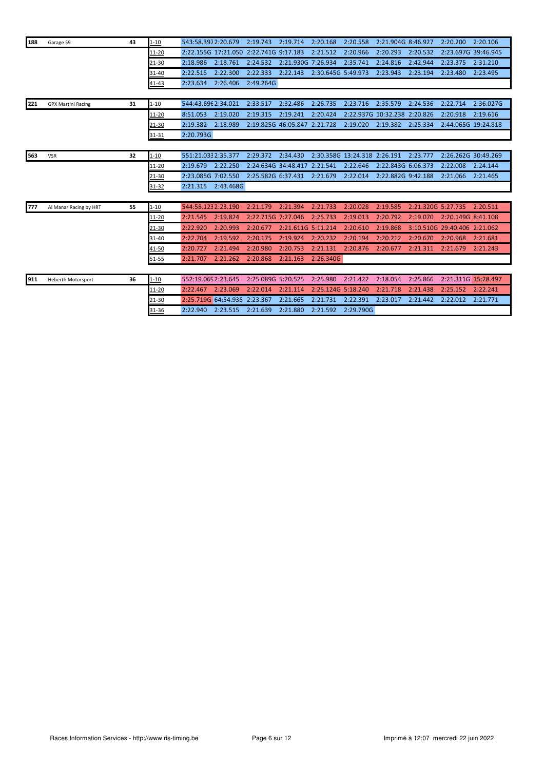| | | | | | | | | | | | | | |
|---|---|---|---|---|---|---|---|---|---|---|---|---|---|
| 188 | Garage 59 | 43 | 1-10 | 543:58.397 | 2:20.679 | 2:19.743 | 2:19.714 | 2:20.168 | 2:20.558 | 2:21.904G | 8:46.927 | 2:20.200 | 2:20.106 |
| | | | 11-20 | 2:22.155G | 17:21.050 | 2:22.741G | 9:17.183 | 2:21.512 | 2:20.966 | 2:20.293 | 2:20.532 | 2:23.697G | 39:46.945 |
| | | | 21-30 | 2:18.986 | 2:18.761 | 2:24.532 | 2:21.930G | 7:26.934 | 2:35.741 | 2:24.816 | 2:42.944 | 2:23.375 | 2:31.210 |
| | | | 31-40 | 2:22.515 | 2:22.300 | 2:22.333 | 2:22.143 | 2:30.645G | 5:49.973 | 2:23.943 | 2:23.194 | 2:23.480 | 2:23.495 |
| | | | 41-43 | 2:23.634 | 2:26.406 | 2:49.264G | | | | | | | |
| 221 | GPX Martini Racing | 31 | 1-10 | 544:43.696 | 2:34.021 | 2:33.517 | 2:32.486 | 2:26.735 | 2:23.716 | 2:35.579 | 2:24.536 | 2:22.714 | 2:36.027G |
| | | | 11-20 | 8:51.053 | 2:19.020 | 2:19.315 | 2:19.241 | 2:20.424 | 2:22.937G | 10:32.238 | 2:20.826 | 2:20.918 | 2:19.616 |
| | | | 21-30 | 2:19.382 | 2:18.989 | 2:19.825G | 46:05.847 | 2:21.728 | 2:19.020 | 2:19.382 | 2:25.334 | 2:44.065G | 19:24.818 |
| | | | 31-31 | 2:20.793G | | | | | | | | | |
| 563 | VSR | 32 | 1-10 | 551:21.033 | 2:35.377 | 2:29.372 | 2:34.430 | 2:30.358G | 13:24.318 | 2:26.191 | 2:23.777 | 2:26.262G | 30:49.269 |
| | | | 11-20 | 2:19.679 | 2:22.250 | 2:24.634G | 34:48.417 | 2:21.541 | 2:22.646 | 2:22.843G | 6:06.373 | 2:22.008 | 2:24.144 |
| | | | 21-30 | 2:23.085G | 7:02.550 | 2:25.582G | 6:37.431 | 2:21.679 | 2:22.014 | 2:22.882G | 9:42.188 | 2:21.066 | 2:21.465 |
| | | | 31-32 | 2:21.315 | 2:43.468G | | | | | | | | |
| 777 | Al Manar Racing by HRT | 55 | 1-10 | 544:58.123 | 2:23.190 | 2:21.179 | 2:21.394 | 2:21.733 | 2:20.028 | 2:19.585 | 2:21.320G | 5:27.735 | 2:20.511 |
| | | | 11-20 | 2:21.545 | 2:19.824 | 2:22.715G | 7:27.046 | 2:25.733 | 2:19.013 | 2:20.792 | 2:19.070 | 2:20.149G | 8:41.108 |
| | | | 21-30 | 2:22.920 | 2:20.993 | 2:20.677 | 2:21.611G | 5:11.214 | 2:20.610 | 2:19.868 | 3:10.510G | 29:40.406 | 2:21.062 |
| | | | 31-40 | 2:22.704 | 2:19.592 | 2:20.175 | 2:19.924 | 2:20.232 | 2:20.194 | 2:20.212 | 2:20.670 | 2:20.968 | 2:21.681 |
| | | | 41-50 | 2:20.727 | 2:21.494 | 2:20.980 | 2:20.753 | 2:21.131 | 2:20.876 | 2:20.677 | 2:21.311 | 2:21.679 | 2:21.243 |
| | | | 51-55 | 2:21.707 | 2:21.262 | 2:20.868 | 2:21.163 | 2:26.340G | | | | | |
| 911 | Heberth Motorsport | 36 | 1-10 | 552:19.069 | 2:23.645 | 2:25.089G | 5:20.525 | 2:25.980 | 2:21.422 | 2:18.054 | 2:25.866 | 2:21.311G | 15:28.497 |
| | | | 11-20 | 2:22.467 | 2:23.069 | 2:22.014 | 2:21.114 | 2:25.124G | 5:18.240 | 2:21.718 | 2:21.438 | 2:25.152 | 2:22.241 |
| | | | 21-30 | 2:25.719G | 64:54.935 | 2:23.367 | 2:21.665 | 2:21.731 | 2:22.391 | 2:23.017 | 2:21.442 | 2:22.012 | 2:21.771 |
| | | | 31-36 | 2:22.940 | 2:23.515 | 2:21.639 | 2:21.880 | 2:21.592 | 2:29.790G | | | | |